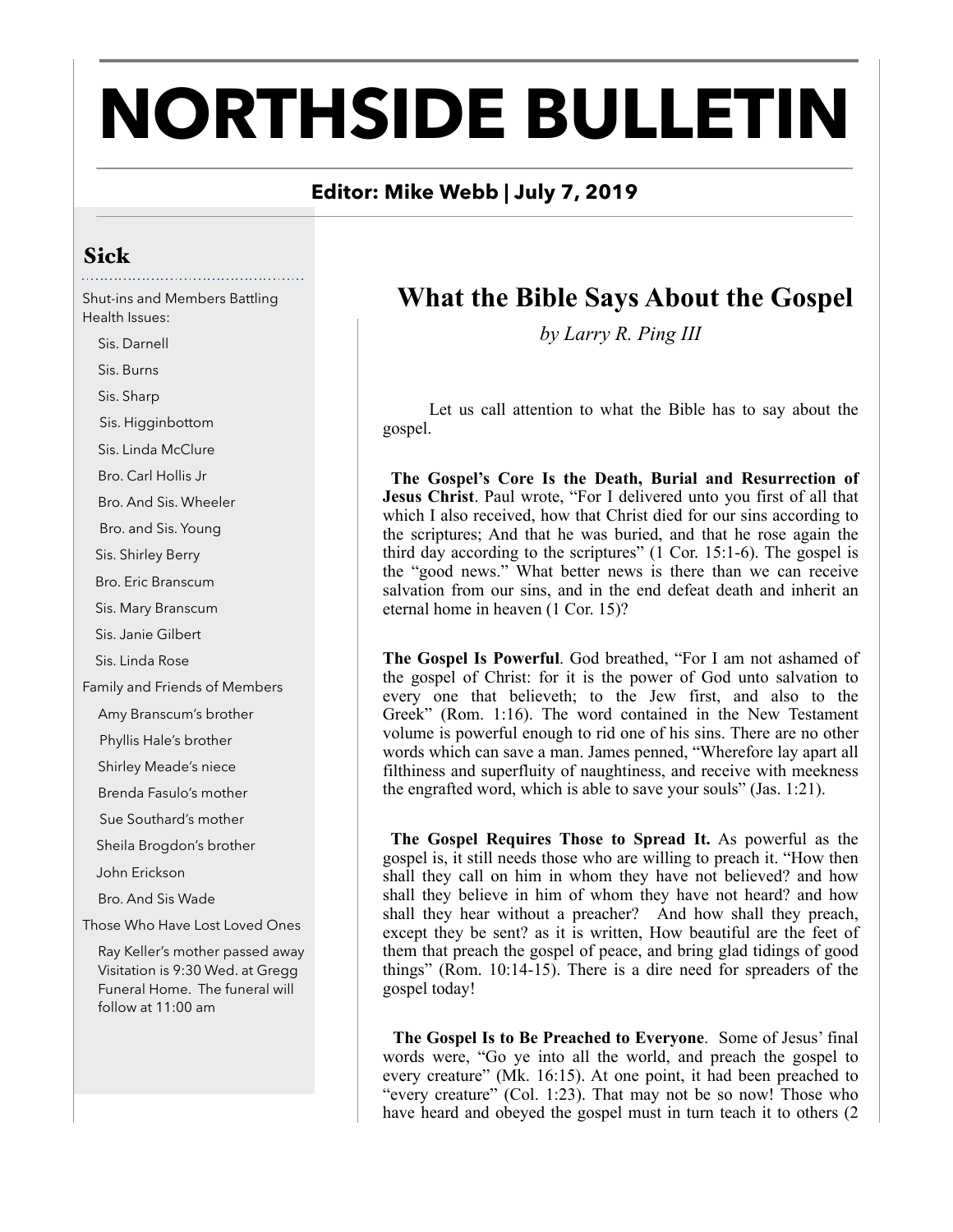# NORTHSIDE BULLETIN

**Editor: Mike Webb | July 7, 2019**

## Sick

Shut-ins and Members Battling Health Issues:

- Sis. Darnell
- Sis. Burns
- Sis. Sharp
- Sis. Higginbottom
- Sis. Linda McClure
- Bro. Carl Hollis Jr
- Bro. And Sis. Wheeler
- Bro. and Sis. Young
- Sis. Shirley Berry
- Bro. Eric Branscum
- Sis. Mary Branscum
- Sis. Janie Gilbert
- Sis. Linda Rose

Family and Friends of Members

- Amy Branscum's brother
- Phyllis Hale's brother
- Shirley Meade's niece
- Brenda Fasulo's mother
- Sue Southard's mother
- Sheila Brogdon's brother
- John Erickson
- Bro. And Sis Wade

Those Who Have Lost Loved Ones

Ray Keller's mother passed away Visitation is 9:30 Wed. at Gregg Funeral Home. The funeral will follow at 11:00 am

## What the Bible Says About the Gospel

*by Larry R. Ping III*

Let us call attention to what the Bible has to say about the gospel.

**The Gospel's Core Is the Death, Burial and Resurrection of Jesus Christ**. Paul wrote, "For I delivered unto you first of all that which I also received, how that Christ died for our sins according to the scriptures; And that he was buried, and that he rose again the third day according to the scriptures" (1 Cor. 15:1-6). The gospel is the "good news." What better news is there than we can receive salvation from our sins, and in the end defeat death and inherit an eternal home in heaven (1 Cor. 15)?

**The Gospel Is Powerful**. God breathed, "For I am not ashamed of the gospel of Christ: for it is the power of God unto salvation to every one that believeth; to the Jew first, and also to the Greek" (Rom. 1:16). The word contained in the New Testament volume is powerful enough to rid one of his sins. There are no other words which can save a man. James penned, "Wherefore lay apart all filthiness and superfluity of naughtiness, and receive with meekness the engrafted word, which is able to save your souls" (Jas. 1:21).

**The Gospel Requires Those to Spread It.** As powerful as the gospel is, it still needs those who are willing to preach it. "How then shall they call on him in whom they have not believed? and how shall they believe in him of whom they have not heard? and how shall they hear without a preacher? And how shall they preach, except they be sent? as it is written, How beautiful are the feet of them that preach the gospel of peace, and bring glad tidings of good things" (Rom. 10:14-15). There is a dire need for spreaders of the gospel today!

**The Gospel Is to Be Preached to Everyone**. Some of Jesus' final words were, "Go ye into all the world, and preach the gospel to every creature" (Mk. 16:15). At one point, it had been preached to "every creature" (Col. 1:23). That may not be so now! Those who have heard and obeyed the gospel must in turn teach it to others (2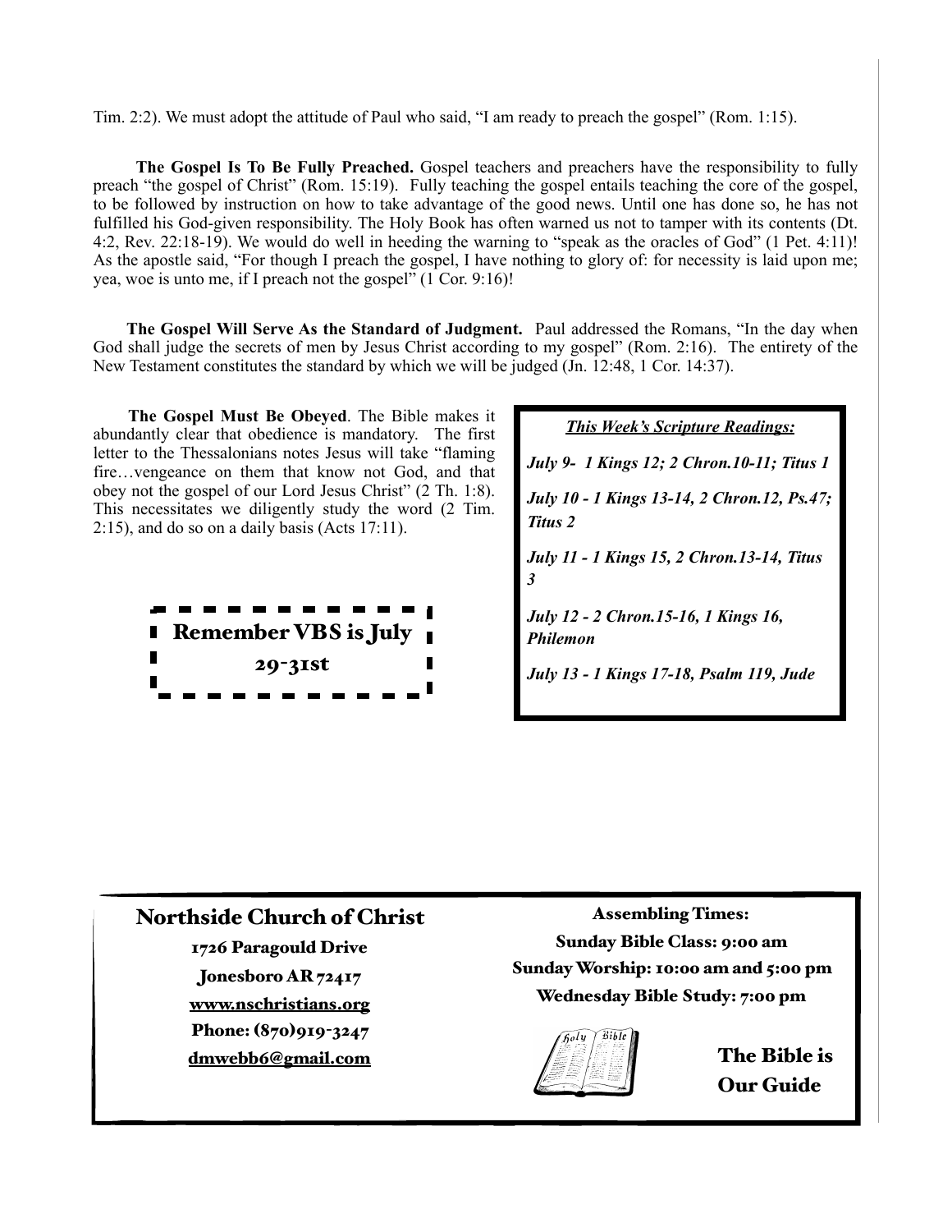Tim. 2:2). We must adopt the attitude of Paul who said, "I am ready to preach the gospel" (Rom. 1:15).

**The Gospel Is To Be Fully Preached.** Gospel teachers and preachers have the responsibility to fully preach "the gospel of Christ" (Rom. 15:19). Fully teaching the gospel entails teaching the core of the gospel, to be followed by instruction on how to take advantage of the good news. Until one has done so, he has not fulfilled his God-given responsibility. The Holy Book has often warned us not to tamper with its contents (Dt. 4:2, Rev. 22:18-19). We would do well in heeding the warning to "speak as the oracles of God" (1 Pet. 4:11)! As the apostle said, "For though I preach the gospel, I have nothing to glory of: for necessity is laid upon me; yea, woe is unto me, if I preach not the gospel" (1 Cor. 9:16)!

**The Gospel Will Serve As the Standard of Judgment.** Paul addressed the Romans, "In the day when God shall judge the secrets of men by Jesus Christ according to my gospel" (Rom. 2:16). The entirety of the New Testament constitutes the standard by which we will be judged (Jn. 12:48, 1 Cor. 14:37).

**The Gospel Must Be Obeyed**. The Bible makes it abundantly clear that obedience is mandatory. The first letter to the Thessalonians notes Jesus will take "flaming fire…vengeance on them that know not God, and that obey not the gospel of our Lord Jesus Christ" (2 Th. 1:8). This necessitates we diligently study the word (2 Tim. 2:15), and do so on a daily basis (Acts 17:11).

**Remember VBS is July 29-31st**

***This Week's Scripture Readings:***

*July 9- 1 Kings 12; 2 Chron.10-11; Titus 1*

*July 10 - 1 Kings 13-14, 2 Chron.12, Ps.47; Titus 2*

*July 11 - 1 Kings 15, 2 Chron.13-14, Titus 3*

*July 12 - 2 Chron.15-16, 1 Kings 16, Philemon*

*July 13 - 1 Kings 17-18, Psalm 119, Jude*

**Northside Church of Christ**

1726 Paragould Drive

Jonesboro AR 72417

www.nschristians.org

Phone: (870)919-3247

dmwebb6@gmail.com

**Assembling Times:**

Sunday Bible Class: 9:00 am

Sunday Worship: 10:00 am and 5:00 pm

Wednesday Bible Study: 7:00 pm

The Bible is Our Guide